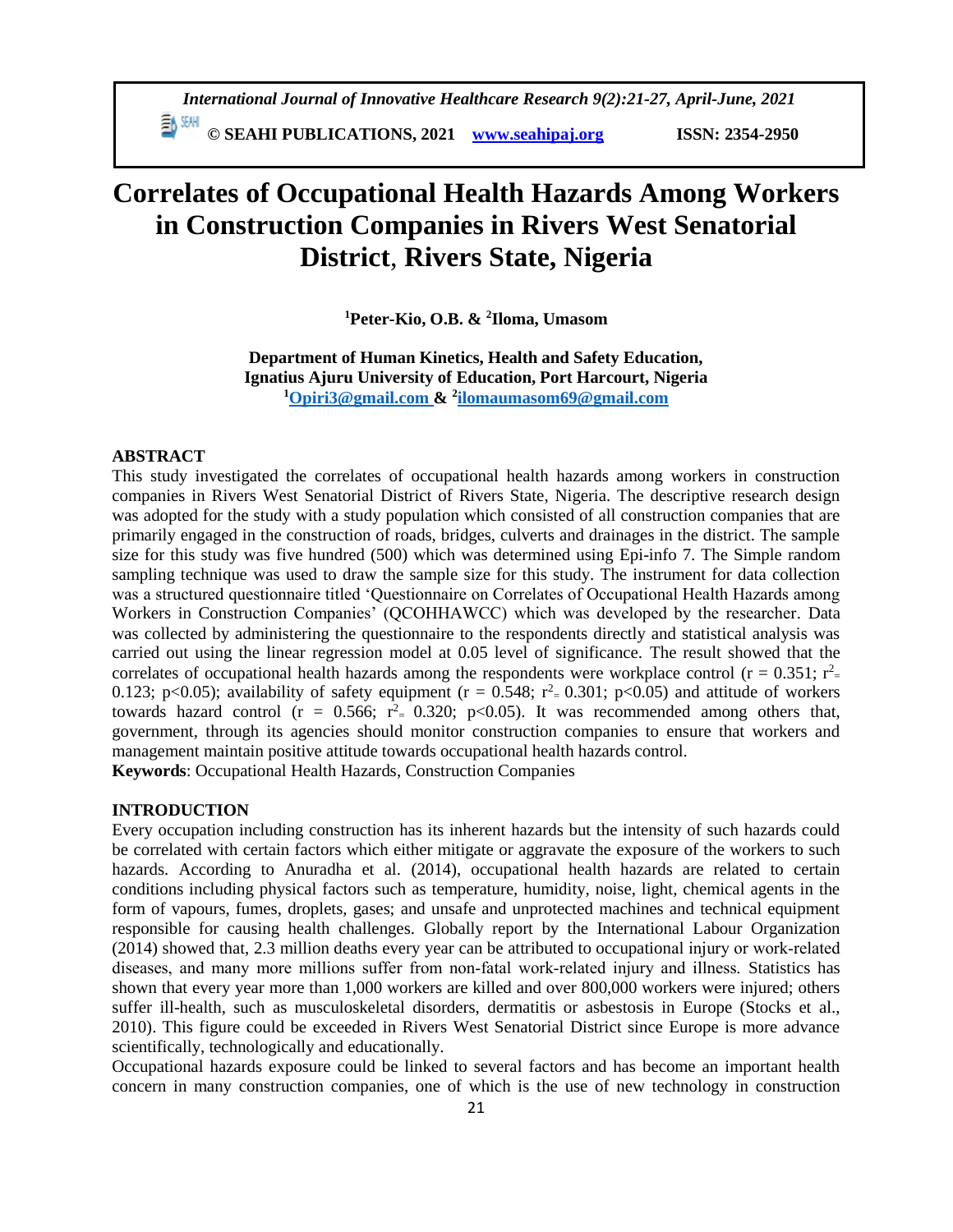# Correlates of Occupational Health Hazards Among Workers in Construction Companies in Rivers West Senatorial District, Rivers State, Nigeria

**[1]Peter-Kio, O.B. & [2]Iloma, Umasom**

**Department of Human Kinetics, Health and Safety Education, Ignatius Ajuru University of Education, Port Harcourt, Nigeria**
**[1]Opiri3@gmail.com & [2]ilomaumasom69@gmail.com**

## ABSTRACT

This study investigated the correlates of occupational health hazards among workers in construction companies in Rivers West Senatorial District of Rivers State, Nigeria. The descriptive research design was adopted for the study with a study population which consisted of all construction companies that are primarily engaged in the construction of roads, bridges, culverts and drainages in the district. The sample size for this study was five hundred (500) which was determined using Epi-info 7. The Simple random sampling technique was used to draw the sample size for this study. The instrument for data collection was a structured questionnaire titled 'Questionnaire on Correlates of Occupational Health Hazards among Workers in Construction Companies' (QCOHHAWCC) which was developed by the researcher. Data was collected by administering the questionnaire to the respondents directly and statistical analysis was carried out using the linear regression model at 0.05 level of significance. The result showed that the correlates of occupational health hazards among the respondents were workplace control ($r = 0.351$; $r^2 = 0.123$; $p<0.05$); availability of safety equipment ($r = 0.548$; $r^2 = 0.301$; $p<0.05$) and attitude of workers towards hazard control ($r = 0.566$; $r^2 = 0.320$; $p<0.05$). It was recommended among others that, government, through its agencies should monitor construction companies to ensure that workers and management maintain positive attitude towards occupational health hazards control.

**Keywords**: Occupational Health Hazards, Construction Companies

## INTRODUCTION

Every occupation including construction has its inherent hazards but the intensity of such hazards could be correlated with certain factors which either mitigate or aggravate the exposure of the workers to such hazards. According to Anuradha et al. (2014), occupational health hazards are related to certain conditions including physical factors such as temperature, humidity, noise, light, chemical agents in the form of vapours, fumes, droplets, gases; and unsafe and unprotected machines and technical equipment responsible for causing health challenges. Globally report by the International Labour Organization (2014) showed that, 2.3 million deaths every year can be attributed to occupational injury or work-related diseases, and many more millions suffer from non-fatal work-related injury and illness. Statistics has shown that every year more than 1,000 workers are killed and over 800,000 workers were injured; others suffer ill-health, such as musculoskeletal disorders, dermatitis or asbestosis in Europe (Stocks et al., 2010). This figure could be exceeded in Rivers West Senatorial District since Europe is more advance scientifically, technologically and educationally.

Occupational hazards exposure could be linked to several factors and has become an important health concern in many construction companies, one of which is the use of new technology in construction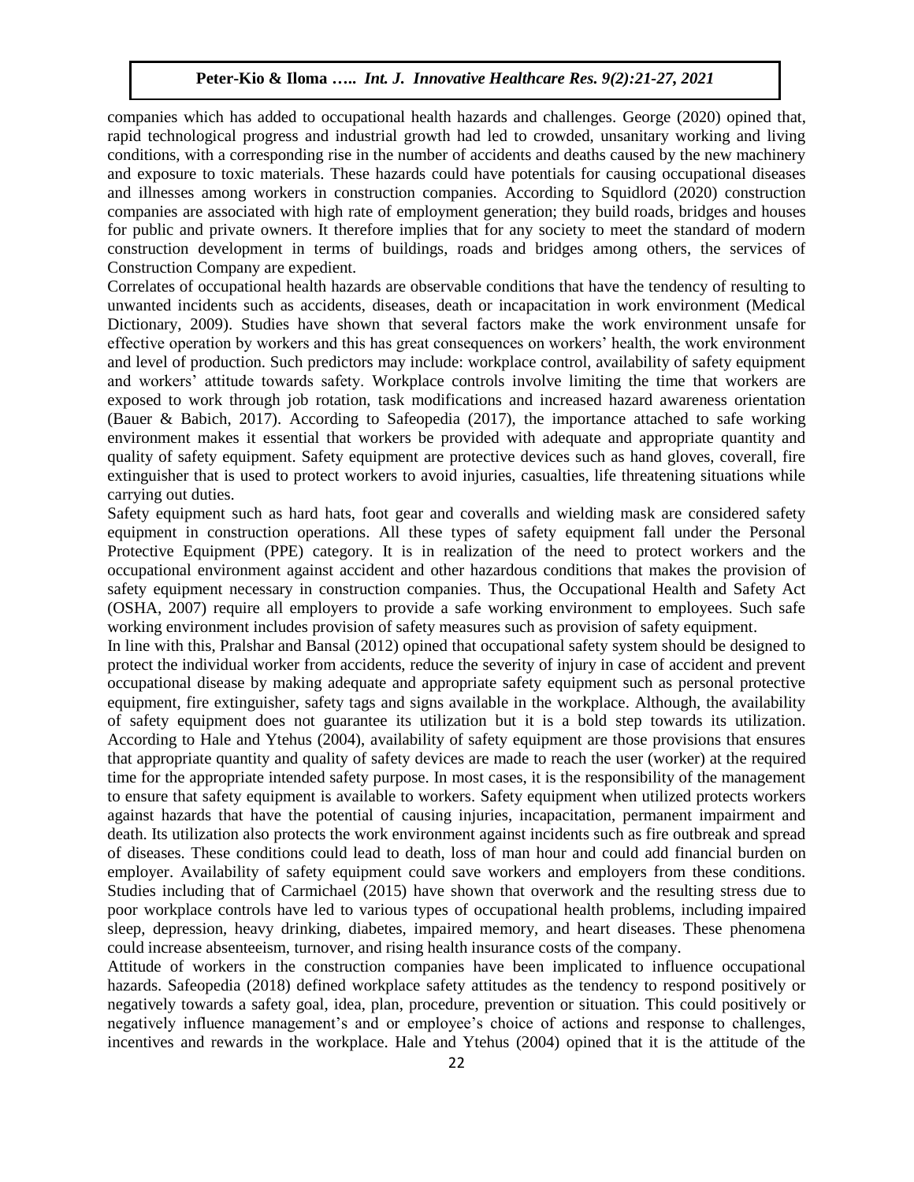companies which has added to occupational health hazards and challenges. George (2020) opined that, rapid technological progress and industrial growth had led to crowded, unsanitary working and living conditions, with a corresponding rise in the number of accidents and deaths caused by the new machinery and exposure to toxic materials. These hazards could have potentials for causing occupational diseases and illnesses among workers in construction companies. According to Squidlord (2020) construction companies are associated with high rate of employment generation; they build roads, bridges and houses for public and private owners. It therefore implies that for any society to meet the standard of modern construction development in terms of buildings, roads and bridges among others, the services of Construction Company are expedient.

Correlates of occupational health hazards are observable conditions that have the tendency of resulting to unwanted incidents such as accidents, diseases, death or incapacitation in work environment (Medical Dictionary, 2009). Studies have shown that several factors make the work environment unsafe for effective operation by workers and this has great consequences on workers' health, the work environment and level of production. Such predictors may include: workplace control, availability of safety equipment and workers' attitude towards safety. Workplace controls involve limiting the time that workers are exposed to work through job rotation, task modifications and increased hazard awareness orientation (Bauer & Babich, 2017). According to Safeopedia (2017), the importance attached to safe working environment makes it essential that workers be provided with adequate and appropriate quantity and quality of safety equipment. Safety equipment are protective devices such as hand gloves, coverall, fire extinguisher that is used to protect workers to avoid injuries, casualties, life threatening situations while carrying out duties.

Safety equipment such as hard hats, foot gear and coveralls and wielding mask are considered safety equipment in construction operations. All these types of safety equipment fall under the Personal Protective Equipment (PPE) category. It is in realization of the need to protect workers and the occupational environment against accident and other hazardous conditions that makes the provision of safety equipment necessary in construction companies. Thus, the Occupational Health and Safety Act (OSHA, 2007) require all employers to provide a safe working environment to employees. Such safe working environment includes provision of safety measures such as provision of safety equipment.

In line with this, Pralshar and Bansal (2012) opined that occupational safety system should be designed to protect the individual worker from accidents, reduce the severity of injury in case of accident and prevent occupational disease by making adequate and appropriate safety equipment such as personal protective equipment, fire extinguisher, safety tags and signs available in the workplace. Although, the availability of safety equipment does not guarantee its utilization but it is a bold step towards its utilization. According to Hale and Ytehus (2004), availability of safety equipment are those provisions that ensures that appropriate quantity and quality of safety devices are made to reach the user (worker) at the required time for the appropriate intended safety purpose. In most cases, it is the responsibility of the management to ensure that safety equipment is available to workers. Safety equipment when utilized protects workers against hazards that have the potential of causing injuries, incapacitation, permanent impairment and death. Its utilization also protects the work environment against incidents such as fire outbreak and spread of diseases. These conditions could lead to death, loss of man hour and could add financial burden on employer. Availability of safety equipment could save workers and employers from these conditions. Studies including that of Carmichael (2015) have shown that overwork and the resulting stress due to poor workplace controls have led to various types of occupational health problems, including impaired sleep, depression, heavy drinking, diabetes, impaired memory, and heart diseases. These phenomena could increase absenteeism, turnover, and rising health insurance costs of the company.

Attitude of workers in the construction companies have been implicated to influence occupational hazards. Safeopedia (2018) defined workplace safety attitudes as the tendency to respond positively or negatively towards a safety goal, idea, plan, procedure, prevention or situation. This could positively or negatively influence management's and or employee's choice of actions and response to challenges, incentives and rewards in the workplace. Hale and Ytehus (2004) opined that it is the attitude of the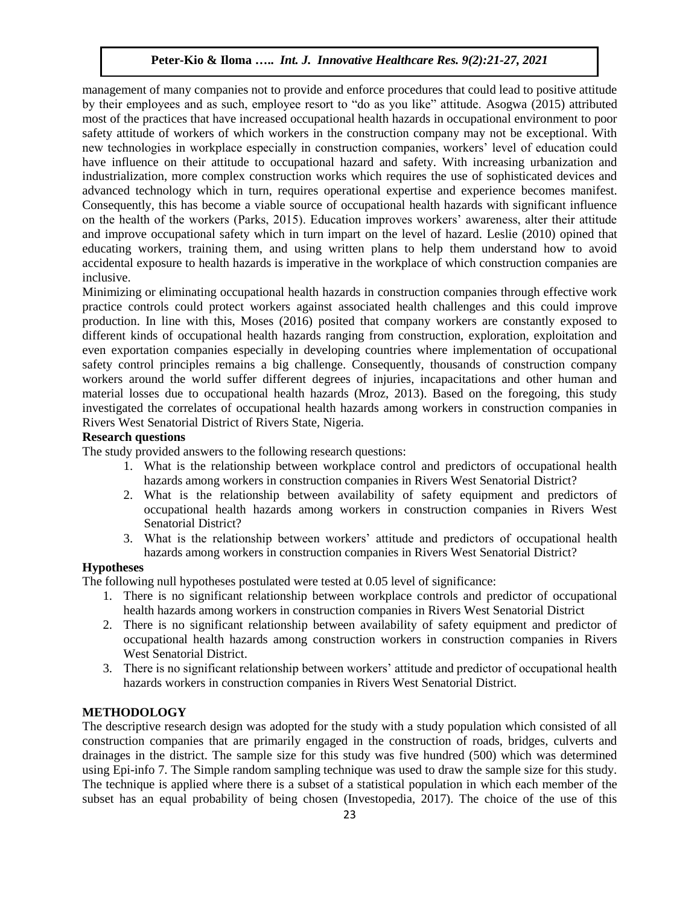management of many companies not to provide and enforce procedures that could lead to positive attitude by their employees and as such, employee resort to "do as you like" attitude. Asogwa (2015) attributed most of the practices that have increased occupational health hazards in occupational environment to poor safety attitude of workers of which workers in the construction company may not be exceptional. With new technologies in workplace especially in construction companies, workers' level of education could have influence on their attitude to occupational hazard and safety. With increasing urbanization and industrialization, more complex construction works which requires the use of sophisticated devices and advanced technology which in turn, requires operational expertise and experience becomes manifest. Consequently, this has become a viable source of occupational health hazards with significant influence on the health of the workers (Parks, 2015). Education improves workers' awareness, alter their attitude and improve occupational safety which in turn impart on the level of hazard. Leslie (2010) opined that educating workers, training them, and using written plans to help them understand how to avoid accidental exposure to health hazards is imperative in the workplace of which construction companies are inclusive.

Minimizing or eliminating occupational health hazards in construction companies through effective work practice controls could protect workers against associated health challenges and this could improve production. In line with this, Moses (2016) posited that company workers are constantly exposed to different kinds of occupational health hazards ranging from construction, exploration, exploitation and even exportation companies especially in developing countries where implementation of occupational safety control principles remains a big challenge. Consequently, thousands of construction company workers around the world suffer different degrees of injuries, incapacitations and other human and material losses due to occupational health hazards (Mroz, 2013). Based on the foregoing, this study investigated the correlates of occupational health hazards among workers in construction companies in Rivers West Senatorial District of Rivers State, Nigeria.

**Research questions**

The study provided answers to the following research questions:

1. What is the relationship between workplace control and predictors of occupational health hazards among workers in construction companies in Rivers West Senatorial District?
2. What is the relationship between availability of safety equipment and predictors of occupational health hazards among workers in construction companies in Rivers West Senatorial District?
3. What is the relationship between workers' attitude and predictors of occupational health hazards among workers in construction companies in Rivers West Senatorial District?

**Hypotheses**

The following null hypotheses postulated were tested at 0.05 level of significance:

1. There is no significant relationship between workplace controls and predictor of occupational health hazards among workers in construction companies in Rivers West Senatorial District
2. There is no significant relationship between availability of safety equipment and predictor of occupational health hazards among construction workers in construction companies in Rivers West Senatorial District.
3. There is no significant relationship between workers' attitude and predictor of occupational health hazards workers in construction companies in Rivers West Senatorial District.

## METHODOLOGY

The descriptive research design was adopted for the study with a study population which consisted of all construction companies that are primarily engaged in the construction of roads, bridges, culverts and drainages in the district. The sample size for this study was five hundred (500) which was determined using Epi-info 7. The Simple random sampling technique was used to draw the sample size for this study. The technique is applied where there is a subset of a statistical population in which each member of the subset has an equal probability of being chosen (Investopedia, 2017). The choice of the use of this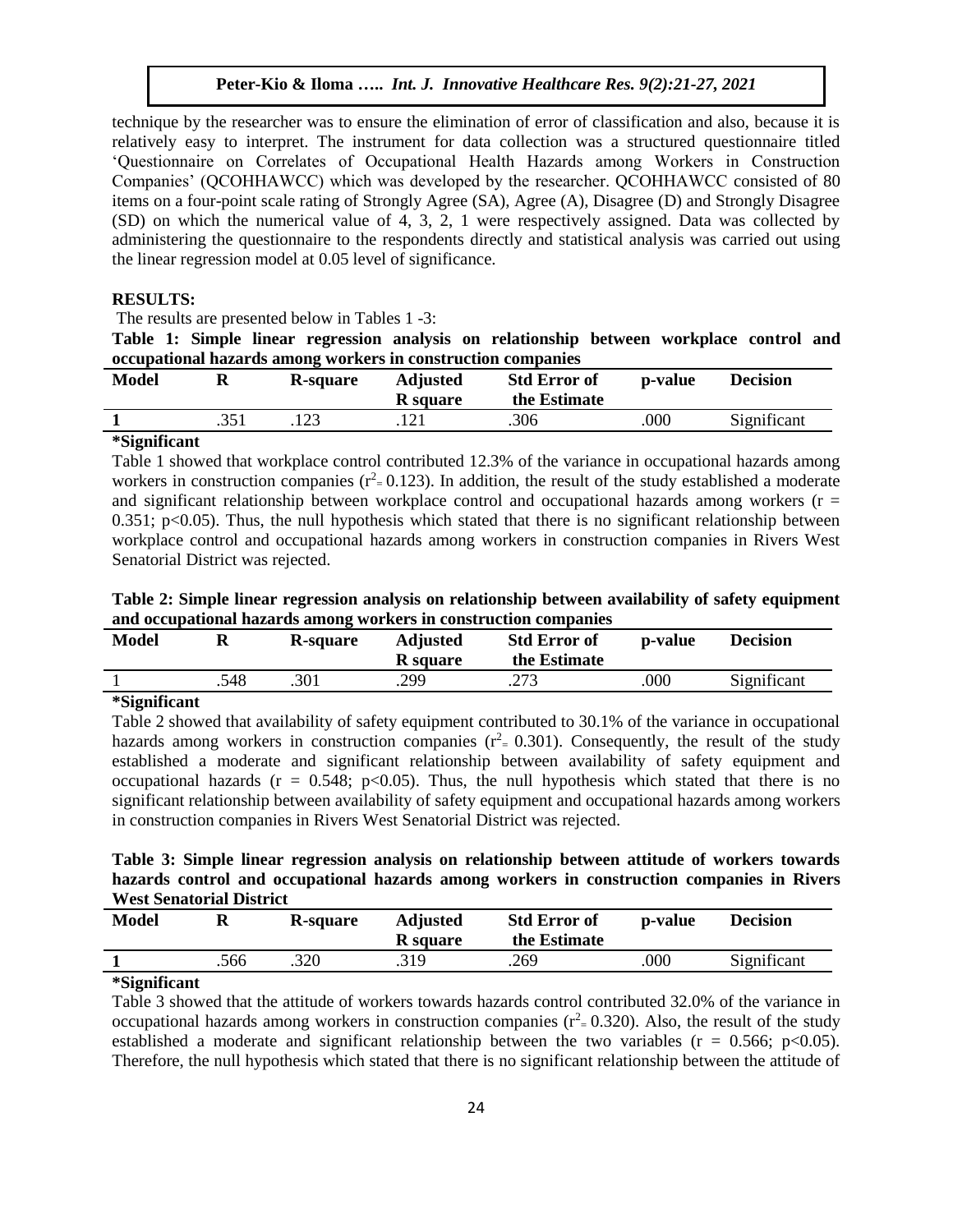technique by the researcher was to ensure the elimination of error of classification and also, because it is relatively easy to interpret. The instrument for data collection was a structured questionnaire titled 'Questionnaire on Correlates of Occupational Health Hazards among Workers in Construction Companies' (QCOHHAWCC) which was developed by the researcher. QCOHHAWCC consisted of 80 items on a four-point scale rating of Strongly Agree (SA), Agree (A), Disagree (D) and Strongly Disagree (SD) on which the numerical value of 4, 3, 2, 1 were respectively assigned. Data was collected by administering the questionnaire to the respondents directly and statistical analysis was carried out using the linear regression model at 0.05 level of significance.

**RESULTS:**

The results are presented below in Tables 1 -3:

**Table 1: Simple linear regression analysis on relationship between workplace control and occupational hazards among workers in construction companies**

| Model | R | R-square | Adjusted R square | Std Error of the Estimate | p-value | Decision |
|---|---|---|---|---|---|---|
| 1 | .351 | .123 | .121 | .306 | .000 | Significant |

**\*Significant**

Table 1 showed that workplace control contributed 12.3% of the variance in occupational hazards among workers in construction companies ($r^2 = 0.123$). In addition, the result of the study established a moderate and significant relationship between workplace control and occupational hazards among workers ($r = 0.351$; $p<0.05$). Thus, the null hypothesis which stated that there is no significant relationship between workplace control and occupational hazards among workers in construction companies in Rivers West Senatorial District was rejected.

**Table 2: Simple linear regression analysis on relationship between availability of safety equipment and occupational hazards among workers in construction companies**

| Model | R | R-square | Adjusted R square | Std Error of the Estimate | p-value | Decision |
|---|---|---|---|---|---|---|
| 1 | .548 | .301 | .299 | .273 | .000 | Significant |

**\*Significant**

Table 2 showed that availability of safety equipment contributed to 30.1% of the variance in occupational hazards among workers in construction companies ($r^2 = 0.301$). Consequently, the result of the study established a moderate and significant relationship between availability of safety equipment and occupational hazards ($r = 0.548$; $p<0.05$). Thus, the null hypothesis which stated that there is no significant relationship between availability of safety equipment and occupational hazards among workers in construction companies in Rivers West Senatorial District was rejected.

**Table 3: Simple linear regression analysis on relationship between attitude of workers towards hazards control and occupational hazards among workers in construction companies in Rivers West Senatorial District**

| Model | R | R-square | Adjusted R square | Std Error of the Estimate | p-value | Decision |
|---|---|---|---|---|---|---|
| 1 | .566 | .320 | .319 | .269 | .000 | Significant |

**\*Significant**

Table 3 showed that the attitude of workers towards hazards control contributed 32.0% of the variance in occupational hazards among workers in construction companies ($r^2 = 0.320$). Also, the result of the study established a moderate and significant relationship between the two variables ($r = 0.566$; $p<0.05$). Therefore, the null hypothesis which stated that there is no significant relationship between the attitude of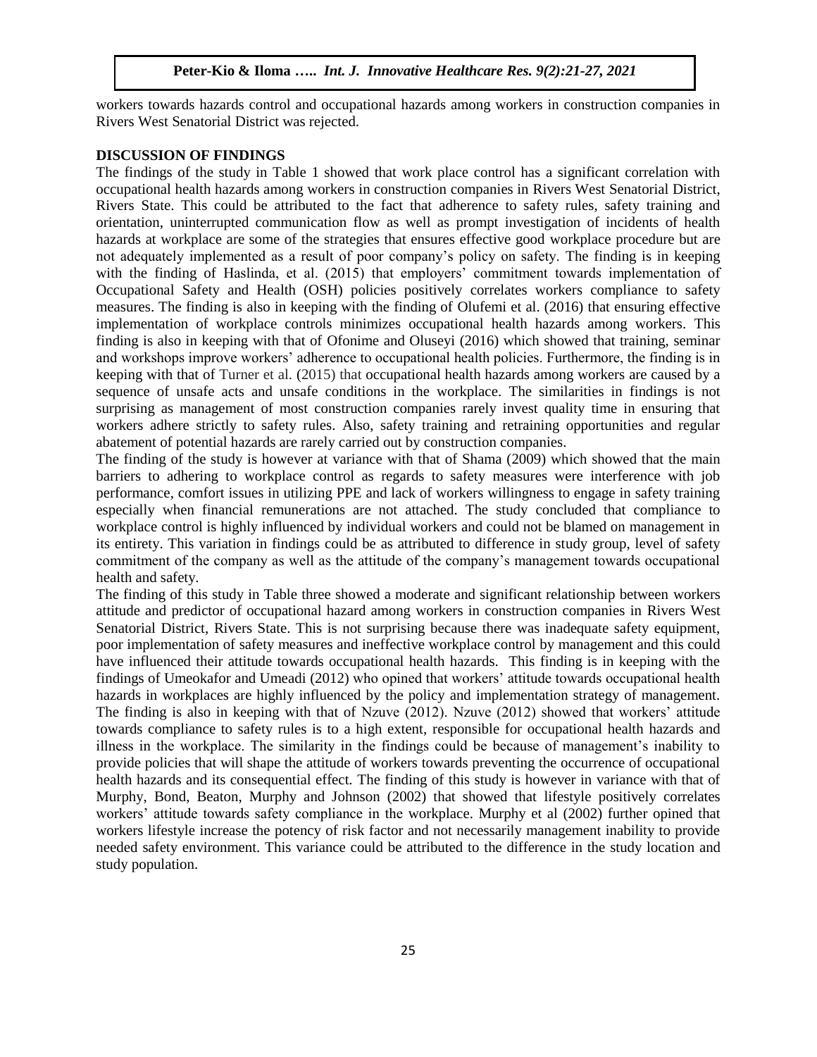workers towards hazards control and occupational hazards among workers in construction companies in Rivers West Senatorial District was rejected.

## DISCUSSION OF FINDINGS

The findings of the study in Table 1 showed that work place control has a significant correlation with occupational health hazards among workers in construction companies in Rivers West Senatorial District, Rivers State. This could be attributed to the fact that adherence to safety rules, safety training and orientation, uninterrupted communication flow as well as prompt investigation of incidents of health hazards at workplace are some of the strategies that ensures effective good workplace procedure but are not adequately implemented as a result of poor company's policy on safety. The finding is in keeping with the finding of Haslinda, et al. (2015) that employers' commitment towards implementation of Occupational Safety and Health (OSH) policies positively correlates workers compliance to safety measures. The finding is also in keeping with the finding of Olufemi et al. (2016) that ensuring effective implementation of workplace controls minimizes occupational health hazards among workers. This finding is also in keeping with that of Ofonime and Oluseyi (2016) which showed that training, seminar and workshops improve workers' adherence to occupational health policies. Furthermore, the finding is in keeping with that of Turner et al. (2015) that occupational health hazards among workers are caused by a sequence of unsafe acts and unsafe conditions in the workplace. The similarities in findings is not surprising as management of most construction companies rarely invest quality time in ensuring that workers adhere strictly to safety rules. Also, safety training and retraining opportunities and regular abatement of potential hazards are rarely carried out by construction companies.

The finding of the study is however at variance with that of Shama (2009) which showed that the main barriers to adhering to workplace control as regards to safety measures were interference with job performance, comfort issues in utilizing PPE and lack of workers willingness to engage in safety training especially when financial remunerations are not attached. The study concluded that compliance to workplace control is highly influenced by individual workers and could not be blamed on management in its entirety. This variation in findings could be as attributed to difference in study group, level of safety commitment of the company as well as the attitude of the company's management towards occupational health and safety.

The finding of this study in Table three showed a moderate and significant relationship between workers attitude and predictor of occupational hazard among workers in construction companies in Rivers West Senatorial District, Rivers State. This is not surprising because there was inadequate safety equipment, poor implementation of safety measures and ineffective workplace control by management and this could have influenced their attitude towards occupational health hazards. This finding is in keeping with the findings of Umeokafor and Umeadi (2012) who opined that workers' attitude towards occupational health hazards in workplaces are highly influenced by the policy and implementation strategy of management. The finding is also in keeping with that of Nzuve (2012). Nzuve (2012) showed that workers' attitude towards compliance to safety rules is to a high extent, responsible for occupational health hazards and illness in the workplace. The similarity in the findings could be because of management's inability to provide policies that will shape the attitude of workers towards preventing the occurrence of occupational health hazards and its consequential effect. The finding of this study is however in variance with that of Murphy, Bond, Beaton, Murphy and Johnson (2002) that showed that lifestyle positively correlates workers' attitude towards safety compliance in the workplace. Murphy et al (2002) further opined that workers lifestyle increase the potency of risk factor and not necessarily management inability to provide needed safety environment. This variance could be attributed to the difference in the study location and study population.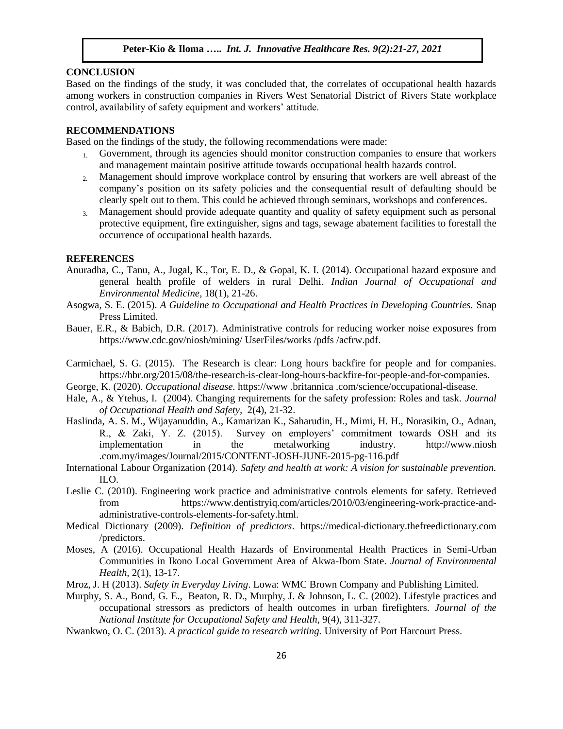## CONCLUSION

Based on the findings of the study, it was concluded that, the correlates of occupational health hazards among workers in construction companies in Rivers West Senatorial District of Rivers State workplace control, availability of safety equipment and workers' attitude.

## RECOMMENDATIONS

Based on the findings of the study, the following recommendations were made:

1. Government, through its agencies should monitor construction companies to ensure that workers and management maintain positive attitude towards occupational health hazards control.
2. Management should improve workplace control by ensuring that workers are well abreast of the company's position on its safety policies and the consequential result of defaulting should be clearly spelt out to them. This could be achieved through seminars, workshops and conferences.
3. Management should provide adequate quantity and quality of safety equipment such as personal protective equipment, fire extinguisher, signs and tags, sewage abatement facilities to forestall the occurrence of occupational health hazards.

## REFERENCES

Anuradha, C., Tanu, A., Jugal, K., Tor, E. D., & Gopal, K. I. (2014). Occupational hazard exposure and general health profile of welders in rural Delhi. *Indian Journal of Occupational and Environmental Medicine*, 18(1), 21-26.

Asogwa, S. E. (2015). *A Guideline to Occupational and Health Practices in Developing Countries.* Snap Press Limited.

Bauer, E.R., & Babich, D.R. (2017). Administrative controls for reducing worker noise exposures from https://www.cdc.gov/niosh/mining/ UserFiles/works /pdfs /acfrw.pdf.

Carmichael, S. G. (2015). The Research is clear: Long hours backfire for people and for companies. https://hbr.org/2015/08/the-research-is-clear-long-hours-backfire-for-people-and-for-companies.

George, K. (2020). *Occupational disease.* https://www .britannica .com/science/occupational-disease.

Hale, A., & Ytehus, I. (2004). Changing requirements for the safety profession: Roles and task. *Journal of Occupational Health and Safety*, 2(4), 21-32.

Haslinda, A. S. M., Wijayanuddin, A., Kamarizan K., Saharudin, H., Mimi, H. H., Norasikin, O., Adnan, R., & Zaki, Y. Z. (2015). Survey on employers' commitment towards OSH and its implementation in the metalworking industry. http://www.niosh .com.my/images/Journal/2015/CONTENT-JOSH-JUNE-2015-pg-116.pdf

International Labour Organization (2014). *Safety and health at work: A vision for sustainable prevention.* ILO.

Leslie C. (2010). Engineering work practice and administrative controls elements for safety. Retrieved from https://www.dentistryiq.com/articles/2010/03/engineering-work-practice-and-administrative-controls-elements-for-safety.html.

Medical Dictionary (2009). *Definition of predictors*. https://medical-dictionary.thefreedictionary.com /predictors.

Moses, A (2016). Occupational Health Hazards of Environmental Health Practices in Semi-Urban Communities in Ikono Local Government Area of Akwa-Ibom State. *Journal of Environmental Health,* 2(1), 13-17.

Mroz, J. H (2013). *Safety in Everyday Living*. Lowa: WMC Brown Company and Publishing Limited.

Murphy, S. A., Bond, G. E., Beaton, R. D., Murphy, J. & Johnson, L. C. (2002). Lifestyle practices and occupational stressors as predictors of health outcomes in urban firefighters. *Journal of the National Institute for Occupational Safety and Health*, 9(4), 311-327.

Nwankwo, O. C. (2013). *A practical guide to research writing.* University of Port Harcourt Press.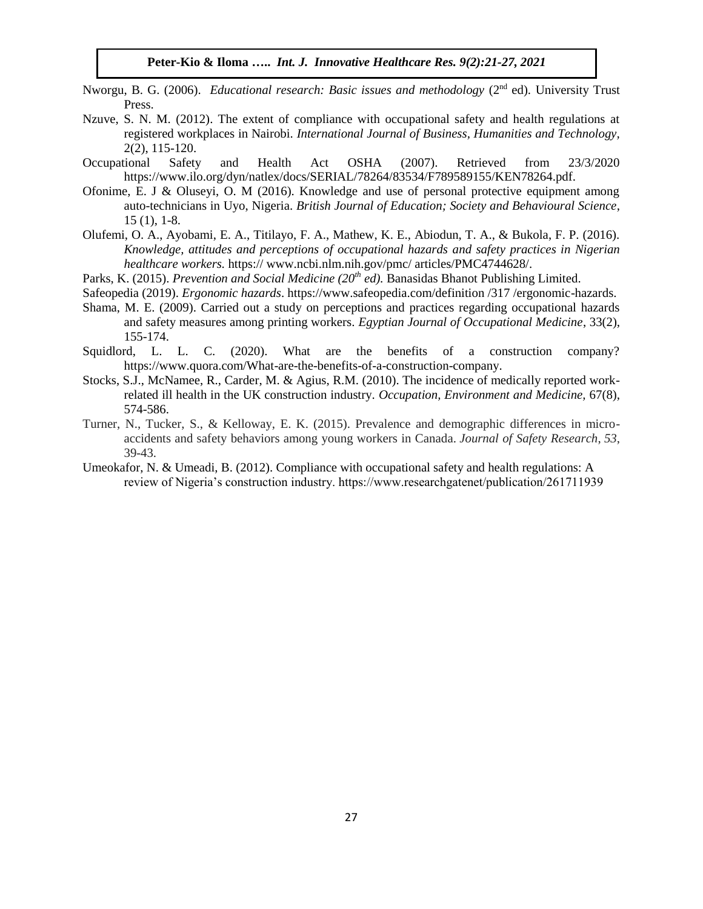Nworgu, B. G. (2006). *Educational research: Basic issues and methodology* (2nd ed). University Trust Press.

Nzuve, S. N. M. (2012). The extent of compliance with occupational safety and health regulations at registered workplaces in Nairobi. *International Journal of Business, Humanities and Technology*, 2(2), 115-120.

Occupational Safety and Health Act OSHA (2007). Retrieved from 23/3/2020 https://www.ilo.org/dyn/natlex/docs/SERIAL/78264/83534/F789589155/KEN78264.pdf.

Ofonime, E. J & Oluseyi, O. M (2016). Knowledge and use of personal protective equipment among auto-technicians in Uyo, Nigeria. *British Journal of Education; Society and Behavioural Science*, 15 (1), 1-8.

Olufemi, O. A., Ayobami, E. A., Titilayo, F. A., Mathew, K. E., Abiodun, T. A., & Bukola, F. P. (2016). *Knowledge, attitudes and perceptions of occupational hazards and safety practices in Nigerian healthcare workers.* https:// www.ncbi.nlm.nih.gov/pmc/ articles/PMC4744628/.

Parks, K. (2015). *Prevention and Social Medicine (20th ed).* Banasidas Bhanot Publishing Limited.

Safeopedia (2019). *Ergonomic hazards*. https://www.safeopedia.com/definition /317 /ergonomic-hazards.

Shama, M. E. (2009). Carried out a study on perceptions and practices regarding occupational hazards and safety measures among printing workers. *Egyptian Journal of Occupational Medicine*, 33(2), 155-174.

Squidlord, L. L. C. (2020). What are the benefits of a construction company? https://www.quora.com/What-are-the-benefits-of-a-construction-company.

Stocks, S.J., McNamee, R., Carder, M. & Agius, R.M. (2010). The incidence of medically reported work-related ill health in the UK construction industry. *Occupation, Environment and Medicine*, 67(8), 574-586.

Turner, N., Tucker, S., & Kelloway, E. K. (2015). Prevalence and demographic differences in micro-accidents and safety behaviors among young workers in Canada. *Journal of Safety Research*, *53*, 39-43.

Umeokafor, N. & Umeadi, B. (2012). Compliance with occupational safety and health regulations: A review of Nigeria's construction industry. https://www.researchgatenet/publication/261711939